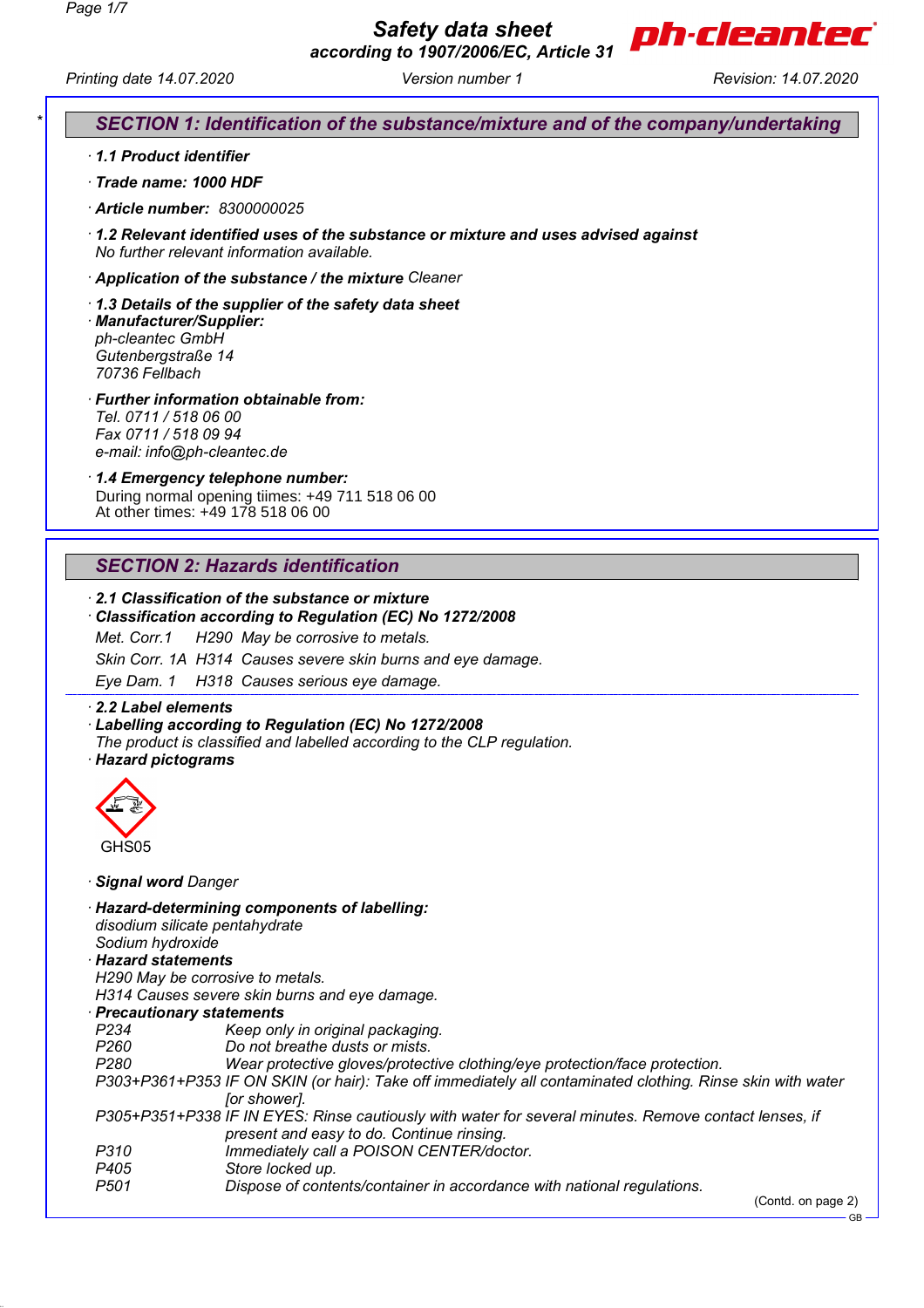# Safety data sheet
**according to 1907/2006/EC, Article 31**

Printing date 14.07.2020 Version number 1 Revision: 14.07.2020

## SECTION 1: Identification of the substance/mixture and of the company/undertaking

· **1.1 Product identifier**

· **Trade name: 1000 HDF**

· **Article number:** 8300000025

· **1.2 Relevant identified uses of the substance or mixture and uses advised against**
No further relevant information available.

· **Application of the substance / the mixture** Cleaner

· **1.3 Details of the supplier of the safety data sheet**
· **Manufacturer/Supplier:**
ph-cleantec GmbH
Gutenbergstraße 14
70736 Fellbach

· **Further information obtainable from:**
Tel. 0711 / 518 06 00
Fax 0711 / 518 09 94
e-mail: info@ph-cleantec.de

· **1.4 Emergency telephone number:**
During normal opening tiimes: +49 711 518 06 00
At other times: +49 178 518 06 00

## SECTION 2: Hazards identification

· **2.1 Classification of the substance or mixture**
· **Classification according to Regulation (EC) No 1272/2008**

| | | |
|---|---|---|
| Met. Corr.1 | H290 | May be corrosive to metals. |
| Skin Corr. 1A | H314 | Causes severe skin burns and eye damage. |
| Eye Dam. 1 | H318 | Causes serious eye damage. |

· **2.2 Label elements**
· **Labelling according to Regulation (EC) No 1272/2008**
The product is classified and labelled according to the CLP regulation.
· **Hazard pictograms**

GHS05

· **Signal word** Danger

· **Hazard-determining components of labelling:**
disodium silicate pentahydrate
Sodium hydroxide
· **Hazard statements**
H290 May be corrosive to metals.
H314 Causes severe skin burns and eye damage.
· **Precautionary statements**

| | |
|---|---|
| P234 | Keep only in original packaging. |
| P260 | Do not breathe dusts or mists. |
| P280 | Wear protective gloves/protective clothing/eye protection/face protection. |
| P303+P361+P353 | IF ON SKIN (or hair): Take off immediately all contaminated clothing. Rinse skin with water [or shower]. |
| P305+P351+P338 | IF IN EYES: Rinse cautiously with water for several minutes. Remove contact lenses, if present and easy to do. Continue rinsing. |
| P310 | Immediately call a POISON CENTER/doctor. |
| P405 | Store locked up. |
| P501 | Dispose of contents/container in accordance with national regulations. |

(Contd. on page 2)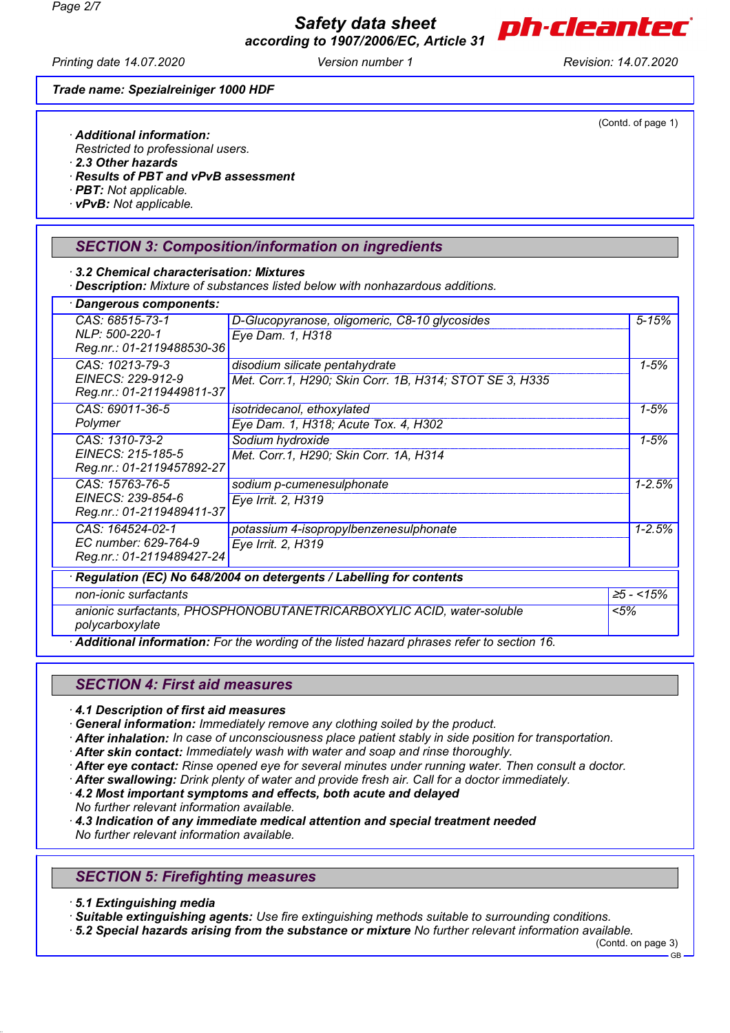**Trade name: Spezialreiniger 1000 HDF**

(Contd. of page 1)

· **Additional information:**
Restricted to professional users.

· **2.3 Other hazards**

· **Results of PBT and vPvB assessment**

· **PBT:** Not applicable.

· **vPvB:** Not applicable.

## SECTION 3: Composition/information on ingredients

· **3.2 Chemical characterisation: Mixtures**

· **Description:** Mixture of substances listed below with nonhazardous additions.

· **Dangerous components:**

| Identifiers | Component / Classification | Concentration |
|---|---|---|
| CAS: 68515-73-1<br>NLP: 500-220-1<br>Reg.nr.: 01-2119488530-36 | D-Glucopyranose, oligomeric, C8-10 glycosides<br>Eye Dam. 1, H318 | 5-15% |
| CAS: 10213-79-3<br>EINECS: 229-912-9<br>Reg.nr.: 01-2119449811-37 | disodium silicate pentahydrate<br>Met. Corr.1, H290; Skin Corr. 1B, H314; STOT SE 3, H335 | 1-5% |
| CAS: 69011-36-5<br>Polymer | isotridecanol, ethoxylated<br>Eye Dam. 1, H318; Acute Tox. 4, H302 | 1-5% |
| CAS: 1310-73-2<br>EINECS: 215-185-5<br>Reg.nr.: 01-2119457892-27 | Sodium hydroxide<br>Met. Corr.1, H290; Skin Corr. 1A, H314 | 1-5% |
| CAS: 15763-76-5<br>EINECS: 239-854-6<br>Reg.nr.: 01-2119489411-37 | sodium p-cumenesulphonate<br>Eye Irrit. 2, H319 | 1-2.5% |
| CAS: 164524-02-1<br>EC number: 629-764-9<br>Reg.nr.: 01-2119489427-24 | potassium 4-isopropylbenzenesulphonate<br>Eye Irrit. 2, H319 | 1-2.5% |

· **Regulation (EC) No 648/2004 on detergents / Labelling for contents**

| Component | Content |
|---|---|
| non-ionic surfactants | ≥5 - <15% |
| anionic surfactants, PHOSPHONOBUTANETRICARBOXYLIC ACID, water-soluble polycarboxylate | <5% |

· **Additional information:** For the wording of the listed hazard phrases refer to section 16.

## SECTION 4: First aid measures

· **4.1 Description of first aid measures**

· **General information:** Immediately remove any clothing soiled by the product.

· **After inhalation:** In case of unconsciousness place patient stably in side position for transportation.

· **After skin contact:** Immediately wash with water and soap and rinse thoroughly.

· **After eye contact:** Rinse opened eye for several minutes under running water. Then consult a doctor.

· **After swallowing:** Drink plenty of water and provide fresh air. Call for a doctor immediately.

· **4.2 Most important symptoms and effects, both acute and delayed**
No further relevant information available.

· **4.3 Indication of any immediate medical attention and special treatment needed**
No further relevant information available.

## SECTION 5: Firefighting measures

· **5.1 Extinguishing media**

· **Suitable extinguishing agents:** Use fire extinguishing methods suitable to surrounding conditions.

· **5.2 Special hazards arising from the substance or mixture** No further relevant information available.

(Contd. on page 3)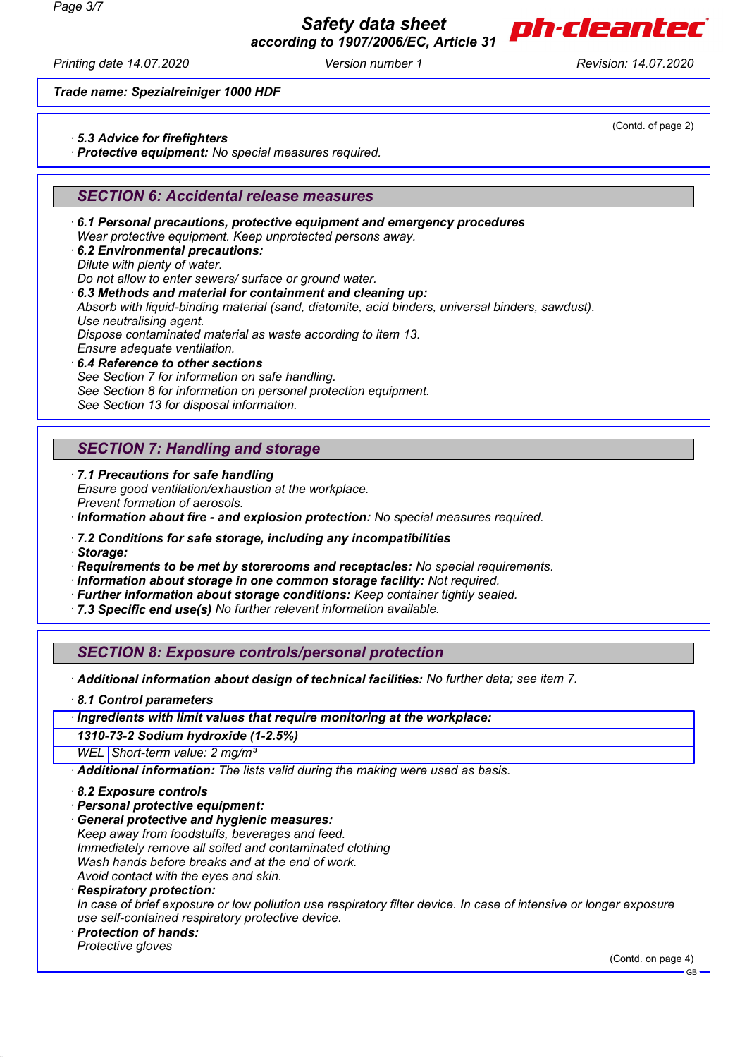Trade name: Spezialreiniger 1000 HDF

(Contd. of page 2)

· **5.3 Advice for firefighters**
· **Protective equipment:** No special measures required.

## SECTION 6: Accidental release measures

· **6.1 Personal precautions, protective equipment and emergency procedures**
Wear protective equipment. Keep unprotected persons away.
· **6.2 Environmental precautions:**
Dilute with plenty of water.
Do not allow to enter sewers/ surface or ground water.
· **6.3 Methods and material for containment and cleaning up:**
Absorb with liquid-binding material (sand, diatomite, acid binders, universal binders, sawdust).
Use neutralising agent.
Dispose contaminated material as waste according to item 13.
Ensure adequate ventilation.
· **6.4 Reference to other sections**
See Section 7 for information on safe handling.
See Section 8 for information on personal protection equipment.
See Section 13 for disposal information.

## SECTION 7: Handling and storage

· **7.1 Precautions for safe handling**
Ensure good ventilation/exhaustion at the workplace.
Prevent formation of aerosols.
· **Information about fire - and explosion protection:** No special measures required.

· **7.2 Conditions for safe storage, including any incompatibilities**
· **Storage:**
· **Requirements to be met by storerooms and receptacles:** No special requirements.
· **Information about storage in one common storage facility:** Not required.
· **Further information about storage conditions:** Keep container tightly sealed.
· **7.3 Specific end use(s)** No further relevant information available.

## SECTION 8: Exposure controls/personal protection

· **Additional information about design of technical facilities:** No further data; see item 7.

· **8.1 Control parameters**

| · Ingredients with limit values that require monitoring at the workplace: | |
|---|---|
| **1310-73-2 Sodium hydroxide (1-2.5%)** | |
| WEL | Short-term value: 2 mg/m³ |

· **Additional information:** The lists valid during the making were used as basis.

· **8.2 Exposure controls**
· **Personal protective equipment:**
· **General protective and hygienic measures:**
Keep away from foodstuffs, beverages and feed.
Immediately remove all soiled and contaminated clothing
Wash hands before breaks and at the end of work.
Avoid contact with the eyes and skin.
· **Respiratory protection:**
In case of brief exposure or low pollution use respiratory filter device. In case of intensive or longer exposure use self-contained respiratory protective device.
· **Protection of hands:**
Protective gloves

(Contd. on page 4)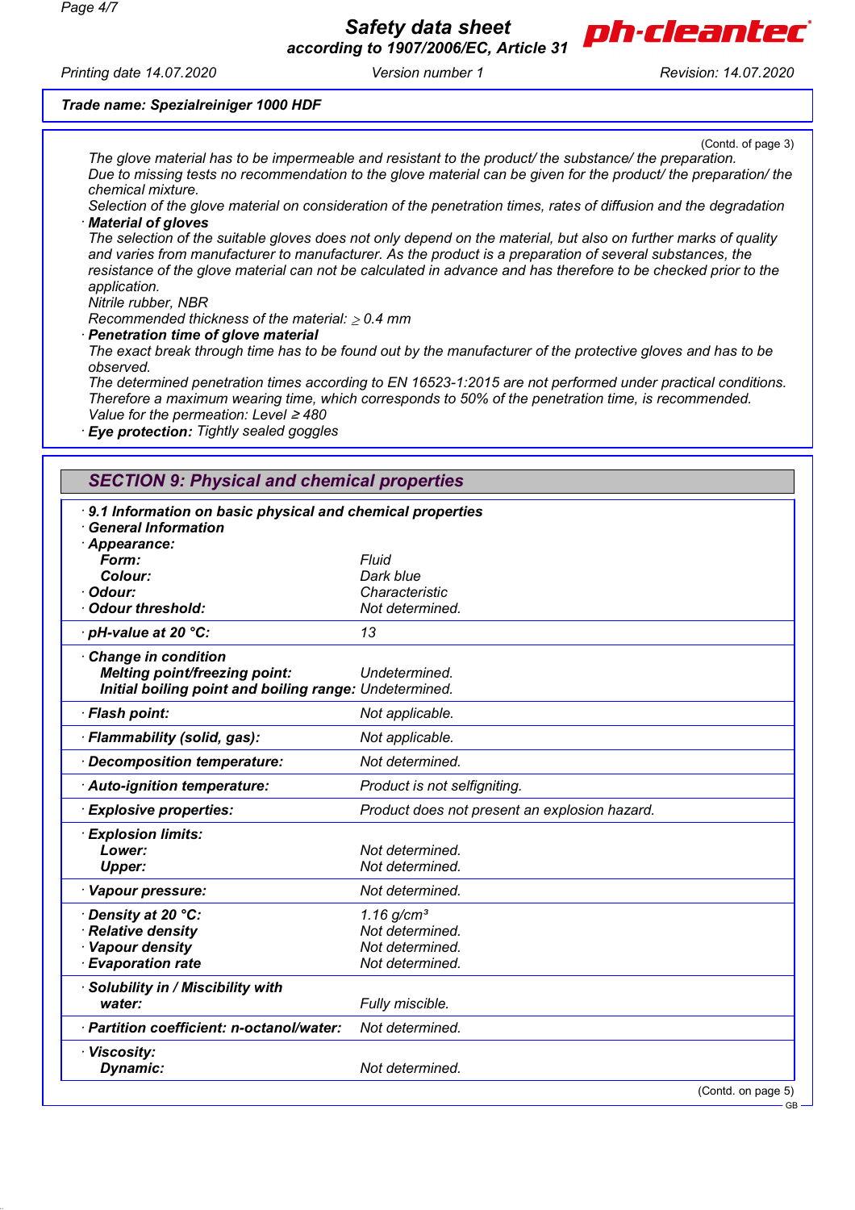**Trade name: Spezialreiniger 1000 HDF**

(Contd. of page 3)

The glove material has to be impermeable and resistant to the product/ the substance/ the preparation.
Due to missing tests no recommendation to the glove material can be given for the product/ the preparation/ the chemical mixture.
Selection of the glove material on consideration of the penetration times, rates of diffusion and the degradation

· **Material of gloves**
The selection of the suitable gloves does not only depend on the material, but also on further marks of quality and varies from manufacturer to manufacturer. As the product is a preparation of several substances, the resistance of the glove material can not be calculated in advance and has therefore to be checked prior to the application.
Nitrile rubber, NBR
Recommended thickness of the material: ≥ 0.4 mm

· **Penetration time of glove material**
The exact break through time has to be found out by the manufacturer of the protective gloves and has to be observed.
The determined penetration times according to EN 16523-1:2015 are not performed under practical conditions. Therefore a maximum wearing time, which corresponds to 50% of the penetration time, is recommended.
Value for the permeation: Level ≥ 480

· **Eye protection:** Tightly sealed goggles

## SECTION 9: Physical and chemical properties

· **9.1 Information on basic physical and chemical properties**
· **General Information**

| | |
|---|---|
| · **Appearance:** | |
| **Form:** | Fluid |
| **Colour:** | Dark blue |
| · **Odour:** | Characteristic |
| · **Odour threshold:** | Not determined. |
| · **pH-value at 20 °C:** | 13 |
| · **Change in condition** | |
| **Melting point/freezing point:** | Undetermined. |
| **Initial boiling point and boiling range:** | Undetermined. |
| · **Flash point:** | Not applicable. |
| · **Flammability (solid, gas):** | Not applicable. |
| · **Decomposition temperature:** | Not determined. |
| · **Auto-ignition temperature:** | Product is not selfigniting. |
| · **Explosive properties:** | Product does not present an explosion hazard. |
| · **Explosion limits:** | |
| **Lower:** | Not determined. |
| **Upper:** | Not determined. |
| · **Vapour pressure:** | Not determined. |
| · **Density at 20 °C:** | 1.16 g/cm³ |
| · **Relative density** | Not determined. |
| · **Vapour density** | Not determined. |
| · **Evaporation rate** | Not determined. |
| · **Solubility in / Miscibility with** | |
| **water:** | Fully miscible. |
| · **Partition coefficient: n-octanol/water:** | Not determined. |
| · **Viscosity:** | |
| **Dynamic:** | Not determined. |

(Contd. on page 5)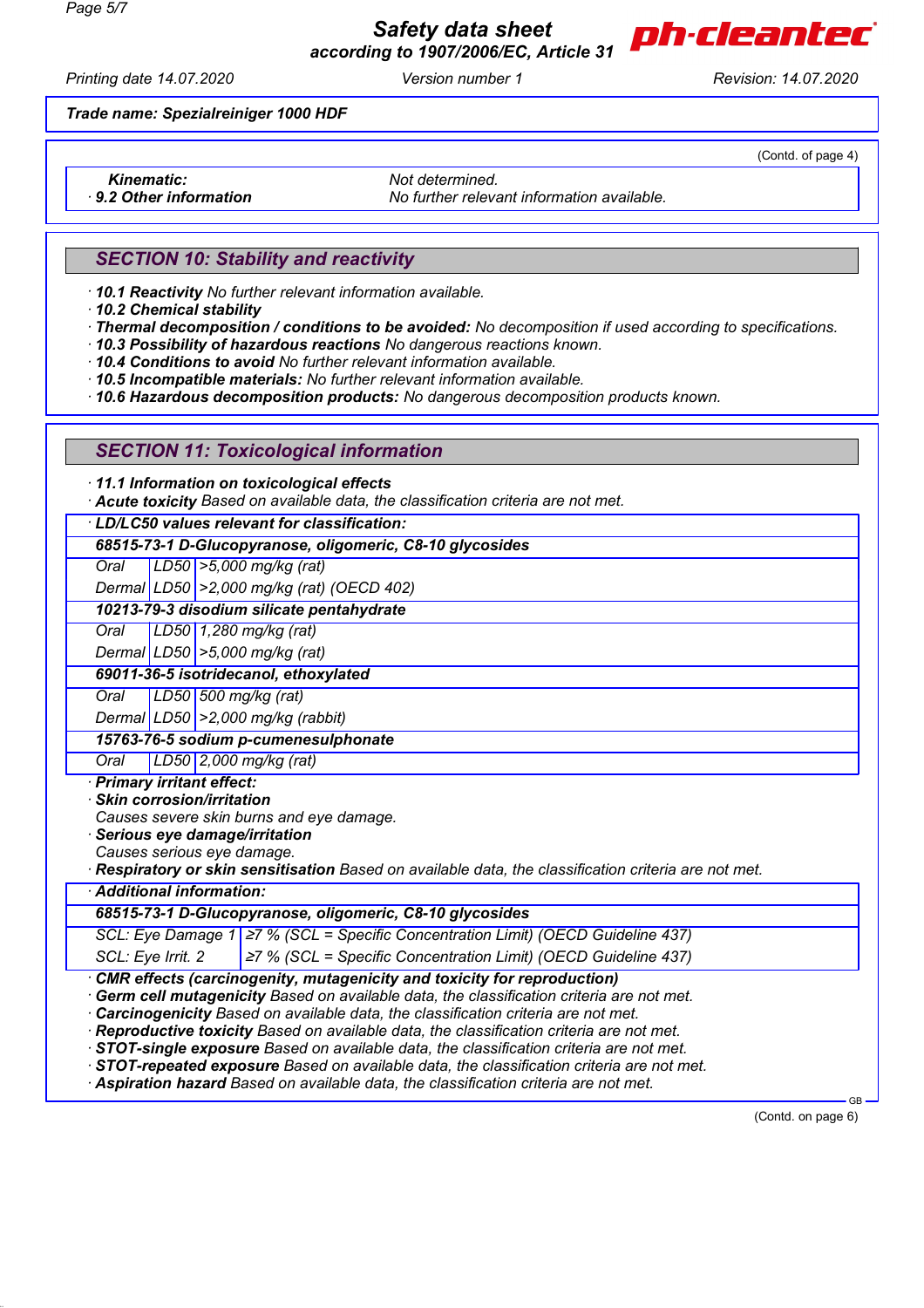Trade name: Spezialreiniger 1000 HDF

(Contd. of page 4)

| | |
|---|---|
| **Kinematic:** | Not determined. |
| · **9.2 Other information** | No further relevant information available. |

## SECTION 10: Stability and reactivity

· **10.1 Reactivity** No further relevant information available.
· **10.2 Chemical stability**
· **Thermal decomposition / conditions to be avoided:** No decomposition if used according to specifications.
· **10.3 Possibility of hazardous reactions** No dangerous reactions known.
· **10.4 Conditions to avoid** No further relevant information available.
· **10.5 Incompatible materials:** No further relevant information available.
· **10.6 Hazardous decomposition products:** No dangerous decomposition products known.

## SECTION 11: Toxicological information

· **11.1 Information on toxicological effects**
· **Acute toxicity** Based on available data, the classification criteria are not met.

| · **LD/LC50 values relevant for classification:** | | |
|---|---|---|
| **68515-73-1 D-Glucopyranose, oligomeric, C8-10 glycosides** | | |
| Oral | LD50 | >5,000 mg/kg (rat) |
| Dermal | LD50 | >2,000 mg/kg (rat) (OECD 402) |
| **10213-79-3 disodium silicate pentahydrate** | | |
| Oral | LD50 | 1,280 mg/kg (rat) |
| Dermal | LD50 | >5,000 mg/kg (rat) |
| **69011-36-5 isotridecanol, ethoxylated** | | |
| Oral | LD50 | 500 mg/kg (rat) |
| Dermal | LD50 | >2,000 mg/kg (rabbit) |
| **15763-76-5 sodium p-cumenesulphonate** | | |
| Oral | LD50 | 2,000 mg/kg (rat) |

· **Primary irritant effect:**
· **Skin corrosion/irritation**
Causes severe skin burns and eye damage.
· **Serious eye damage/irritation**
Causes serious eye damage.
· **Respiratory or skin sensitisation** Based on available data, the classification criteria are not met.

| · **Additional information:** | |
|---|---|
| **68515-73-1 D-Glucopyranose, oligomeric, C8-10 glycosides** | |
| SCL: Eye Damage 1 | ≥7 % (SCL = Specific Concentration Limit) (OECD Guideline 437) |
| SCL: Eye Irrit. 2 | ≥7 % (SCL = Specific Concentration Limit) (OECD Guideline 437) |

· **CMR effects (carcinogenity, mutagenicity and toxicity for reproduction)**
· **Germ cell mutagenicity** Based on available data, the classification criteria are not met.
· **Carcinogenicity** Based on available data, the classification criteria are not met.
· **Reproductive toxicity** Based on available data, the classification criteria are not met.
· **STOT-single exposure** Based on available data, the classification criteria are not met.
· **STOT-repeated exposure** Based on available data, the classification criteria are not met.
· **Aspiration hazard** Based on available data, the classification criteria are not met.

(Contd. on page 6)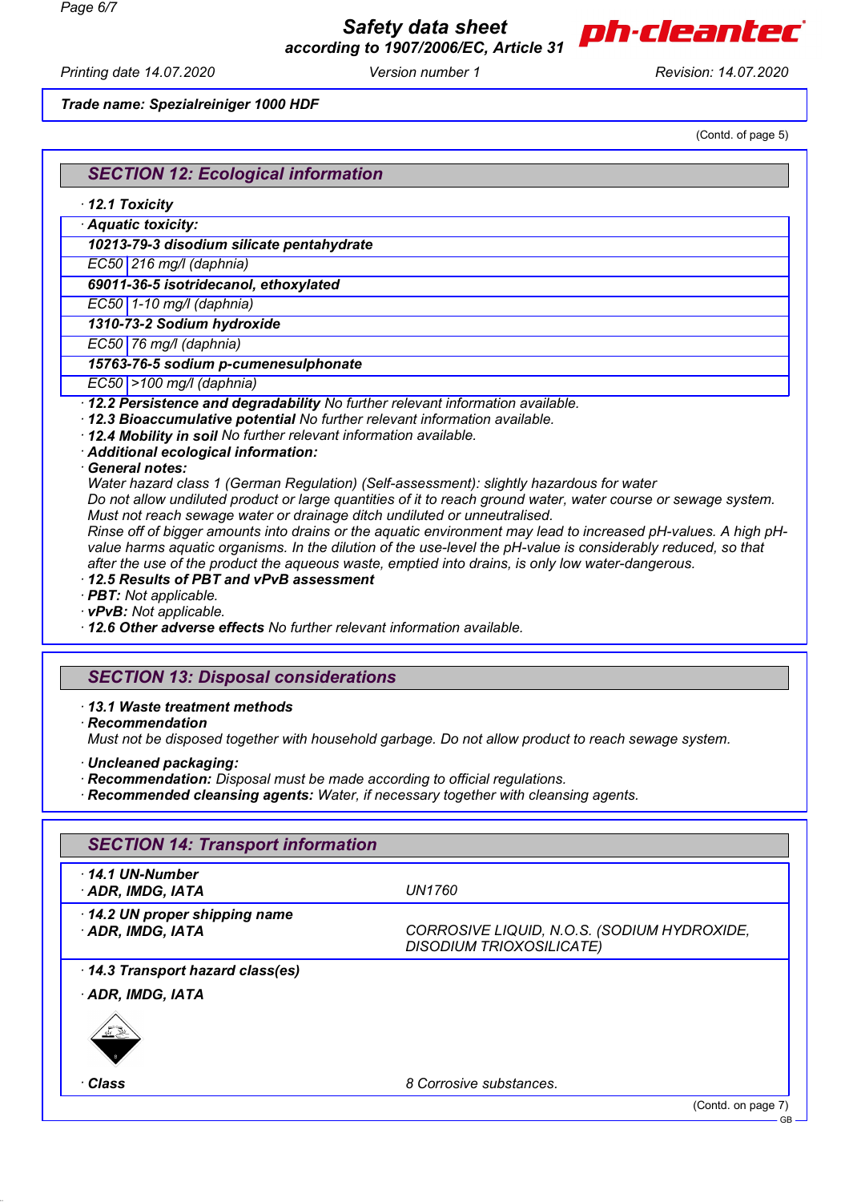**Trade name: Spezialreiniger 1000 HDF**

(Contd. of page 5)

## SECTION 12: Ecological information

· **12.1 Toxicity**

| · **Aquatic toxicity:** | |
|---|---|
| **10213-79-3 disodium silicate pentahydrate** | |
| EC50 | 216 mg/l (daphnia) |
| **69011-36-5 isotridecanol, ethoxylated** | |
| EC50 | 1-10 mg/l (daphnia) |
| **1310-73-2 Sodium hydroxide** | |
| EC50 | 76 mg/l (daphnia) |
| **15763-76-5 sodium p-cumenesulphonate** | |
| EC50 | >100 mg/l (daphnia) |

· **12.2 Persistence and degradability** No further relevant information available.
· **12.3 Bioaccumulative potential** No further relevant information available.
· **12.4 Mobility in soil** No further relevant information available.
· **Additional ecological information:**
· **General notes:**
Water hazard class 1 (German Regulation) (Self-assessment): slightly hazardous for water
Do not allow undiluted product or large quantities of it to reach ground water, water course or sewage system.
Must not reach sewage water or drainage ditch undiluted or unneutralised.
Rinse off of bigger amounts into drains or the aquatic environment may lead to increased pH-values. A high pH-value harms aquatic organisms. In the dilution of the use-level the pH-value is considerably reduced, so that after the use of the product the aqueous waste, emptied into drains, is only low water-dangerous.
· **12.5 Results of PBT and vPvB assessment**
· **PBT:** Not applicable.
· **vPvB:** Not applicable.
· **12.6 Other adverse effects** No further relevant information available.

## SECTION 13: Disposal considerations

· **13.1 Waste treatment methods**
· **Recommendation**
Must not be disposed together with household garbage. Do not allow product to reach sewage system.

· **Uncleaned packaging:**
· **Recommendation:** Disposal must be made according to official regulations.
· **Recommended cleansing agents:** Water, if necessary together with cleansing agents.

## SECTION 14: Transport information

| | |
|---|---|
| · **14.1 UN-Number**<br>· **ADR, IMDG, IATA** | UN1760 |
| · **14.2 UN proper shipping name**<br>· **ADR, IMDG, IATA** | CORROSIVE LIQUID, N.O.S. (SODIUM HYDROXIDE, DISODIUM TRIOXOSILICATE) |
| · **14.3 Transport hazard class(es)**<br>· **ADR, IMDG, IATA** | |
| · **Class** | 8 Corrosive substances. |

(Contd. on page 7)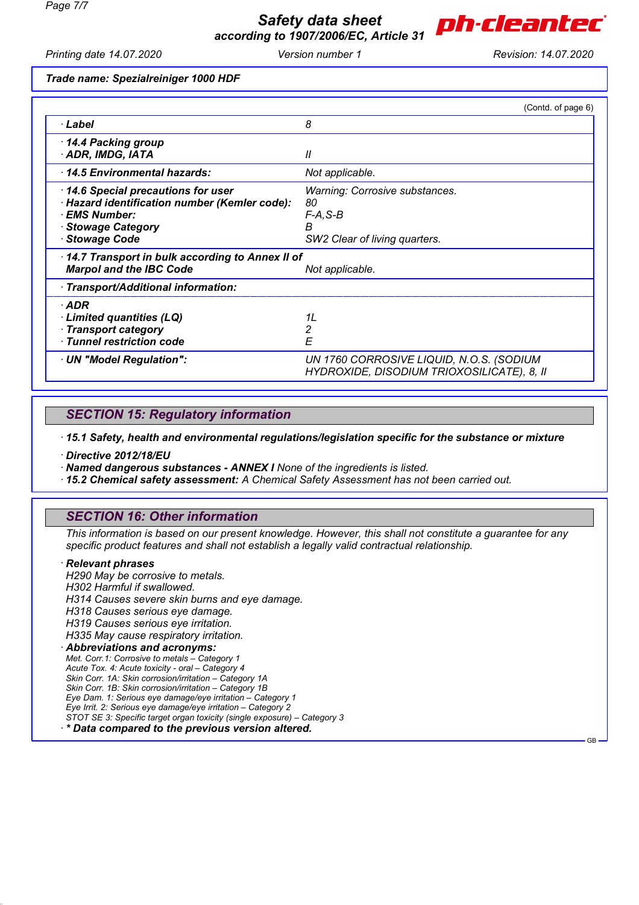Trade name: Spezialreiniger 1000 HDF

(Contd. of page 6)

| | |
|---|---|
| · **Label** | 8 |
| · **14.4 Packing group**<br>· **ADR, IMDG, IATA** | II |
| · **14.5 Environmental hazards:** | Not applicable. |
| · **14.6 Special precautions for user**<br>· **Hazard identification number (Kemler code):**<br>· **EMS Number:**<br>· **Stowage Category**<br>· **Stowage Code** | Warning: Corrosive substances.<br>80<br>F-A,S-B<br>B<br>SW2 Clear of living quarters. |
| · **14.7 Transport in bulk according to Annex II of Marpol and the IBC Code** | Not applicable. |
| · **Transport/Additional information:** | |
| · **ADR**<br>· **Limited quantities (LQ)**<br>· **Transport category**<br>· **Tunnel restriction code** | <br>1L<br>2<br>E |
| · **UN "Model Regulation":** | UN 1760 CORROSIVE LIQUID, N.O.S. (SODIUM HYDROXIDE, DISODIUM TRIOXOSILICATE), 8, II |

## SECTION 15: Regulatory information

· **15.1 Safety, health and environmental regulations/legislation specific for the substance or mixture**

· **Directive 2012/18/EU**
· **Named dangerous substances - ANNEX I** None of the ingredients is listed.
· **15.2 Chemical safety assessment:** A Chemical Safety Assessment has not been carried out.

## SECTION 16: Other information

This information is based on our present knowledge. However, this shall not constitute a guarantee for any specific product features and shall not establish a legally valid contractual relationship.

· **Relevant phrases**
H290 May be corrosive to metals.
H302 Harmful if swallowed.
H314 Causes severe skin burns and eye damage.
H318 Causes serious eye damage.
H319 Causes serious eye irritation.
H335 May cause respiratory irritation.

· **Abbreviations and acronyms:**
Met. Corr.1: Corrosive to metals – Category 1
Acute Tox. 4: Acute toxicity - oral – Category 4
Skin Corr. 1A: Skin corrosion/irritation – Category 1A
Skin Corr. 1B: Skin corrosion/irritation – Category 1B
Eye Dam. 1: Serious eye damage/eye irritation – Category 1
Eye Irrit. 2: Serious eye damage/eye irritation – Category 2
STOT SE 3: Specific target organ toxicity (single exposure) – Category 3

· **\* Data compared to the previous version altered.**